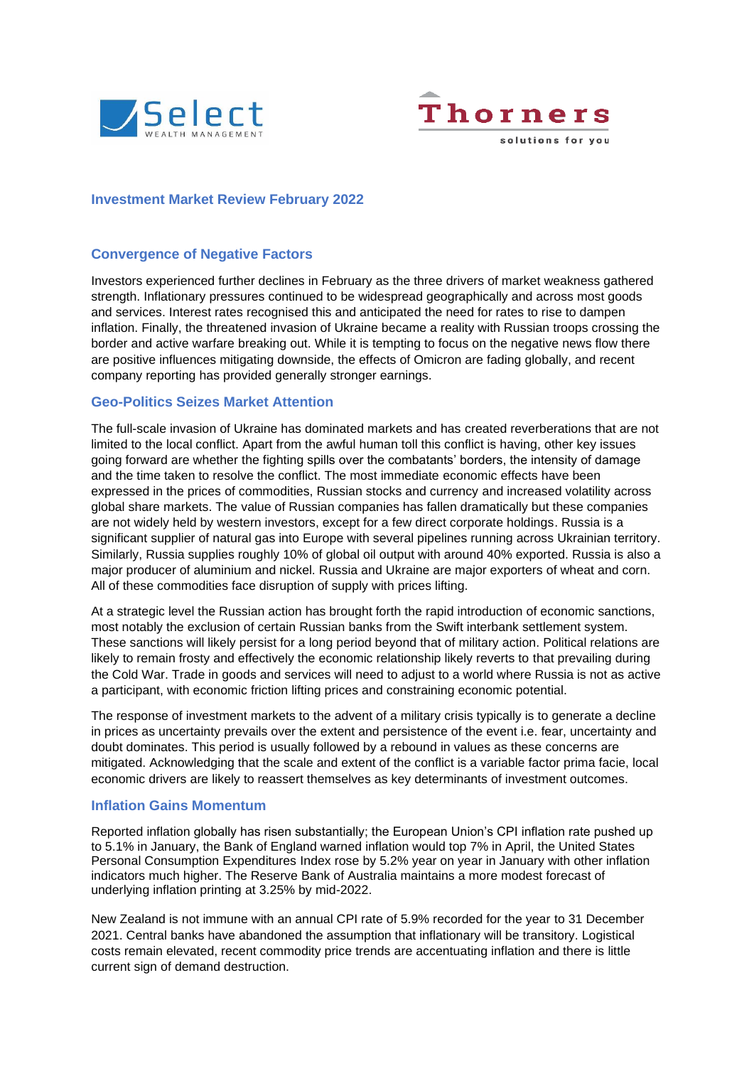Select WEALTH MANAGEMENT

Thorners solutions for you

## Investment Market Review February 2022

### Convergence of Negative Factors

Investors experienced further declines in February as the three drivers of market weakness gathered strength. Inflationary pressures continued to be widespread geographically and across most goods and services. Interest rates recognised this and anticipated the need for rates to rise to dampen inflation. Finally, the threatened invasion of Ukraine became a reality with Russian troops crossing the border and active warfare breaking out. While it is tempting to focus on the negative news flow there are positive influences mitigating downside, the effects of Omicron are fading globally, and recent company reporting has provided generally stronger earnings.

### Geo-Politics Seizes Market Attention

The full-scale invasion of Ukraine has dominated markets and has created reverberations that are not limited to the local conflict. Apart from the awful human toll this conflict is having, other key issues going forward are whether the fighting spills over the combatants' borders, the intensity of damage and the time taken to resolve the conflict. The most immediate economic effects have been expressed in the prices of commodities, Russian stocks and currency and increased volatility across global share markets. The value of Russian companies has fallen dramatically but these companies are not widely held by western investors, except for a few direct corporate holdings. Russia is a significant supplier of natural gas into Europe with several pipelines running across Ukrainian territory. Similarly, Russia supplies roughly 10% of global oil output with around 40% exported. Russia is also a major producer of aluminium and nickel. Russia and Ukraine are major exporters of wheat and corn. All of these commodities face disruption of supply with prices lifting.

At a strategic level the Russian action has brought forth the rapid introduction of economic sanctions, most notably the exclusion of certain Russian banks from the Swift interbank settlement system. These sanctions will likely persist for a long period beyond that of military action. Political relations are likely to remain frosty and effectively the economic relationship likely reverts to that prevailing during the Cold War. Trade in goods and services will need to adjust to a world where Russia is not as active a participant, with economic friction lifting prices and constraining economic potential.

The response of investment markets to the advent of a military crisis typically is to generate a decline in prices as uncertainty prevails over the extent and persistence of the event i.e. fear, uncertainty and doubt dominates. This period is usually followed by a rebound in values as these concerns are mitigated. Acknowledging that the scale and extent of the conflict is a variable factor prima facie, local economic drivers are likely to reassert themselves as key determinants of investment outcomes.

### Inflation Gains Momentum

Reported inflation globally has risen substantially; the European Union's CPI inflation rate pushed up to 5.1% in January, the Bank of England warned inflation would top 7% in April, the United States Personal Consumption Expenditures Index rose by 5.2% year on year in January with other inflation indicators much higher. The Reserve Bank of Australia maintains a more modest forecast of underlying inflation printing at 3.25% by mid-2022.

New Zealand is not immune with an annual CPI rate of 5.9% recorded for the year to 31 December 2021. Central banks have abandoned the assumption that inflationary will be transitory. Logistical costs remain elevated, recent commodity price trends are accentuating inflation and there is little current sign of demand destruction.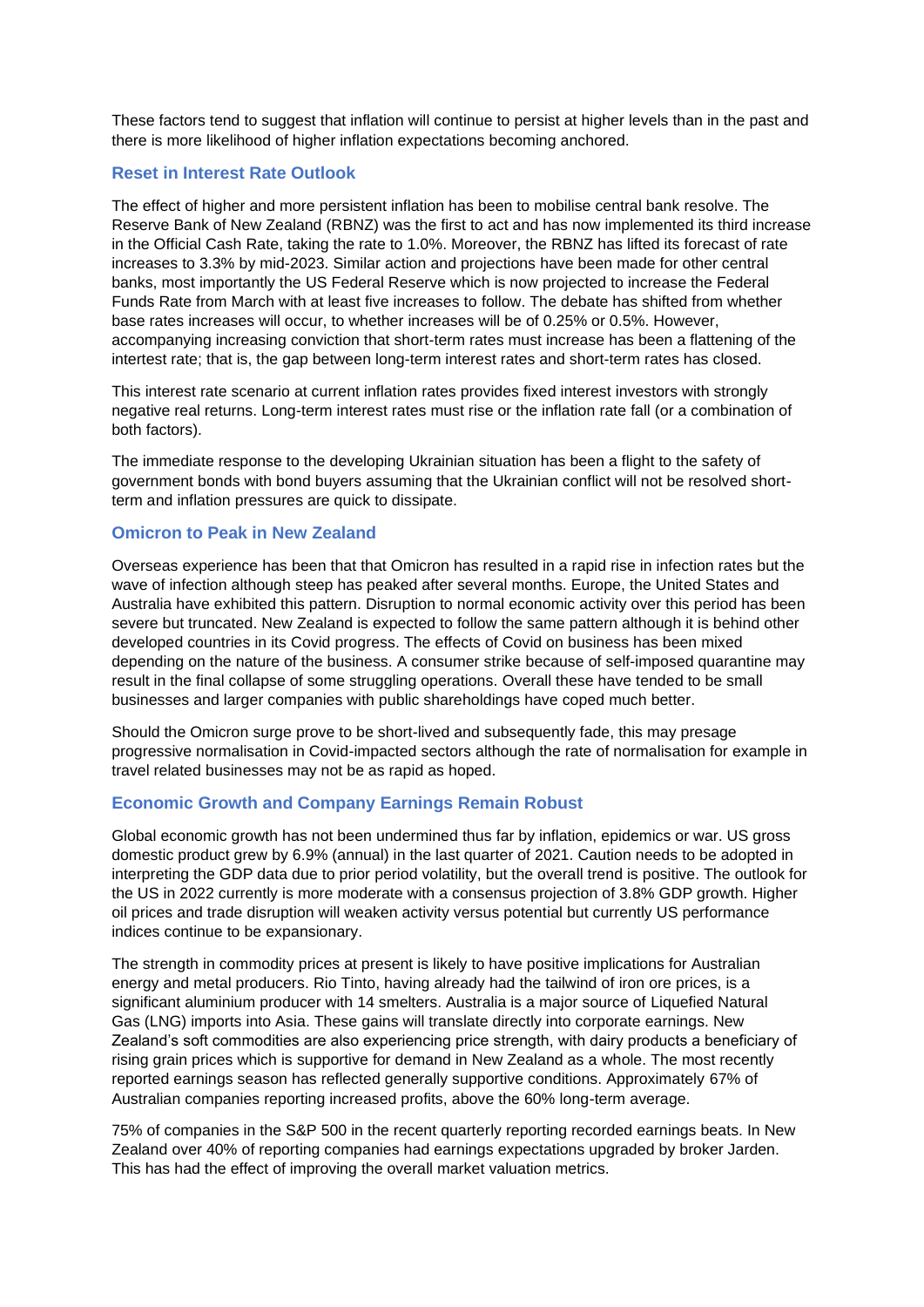These factors tend to suggest that inflation will continue to persist at higher levels than in the past and there is more likelihood of higher inflation expectations becoming anchored.

## Reset in Interest Rate Outlook

The effect of higher and more persistent inflation has been to mobilise central bank resolve. The Reserve Bank of New Zealand (RBNZ) was the first to act and has now implemented its third increase in the Official Cash Rate, taking the rate to 1.0%. Moreover, the RBNZ has lifted its forecast of rate increases to 3.3% by mid-2023. Similar action and projections have been made for other central banks, most importantly the US Federal Reserve which is now projected to increase the Federal Funds Rate from March with at least five increases to follow. The debate has shifted from whether base rates increases will occur, to whether increases will be of 0.25% or 0.5%. However, accompanying increasing conviction that short-term rates must increase has been a flattening of the intertest rate; that is, the gap between long-term interest rates and short-term rates has closed.

This interest rate scenario at current inflation rates provides fixed interest investors with strongly negative real returns. Long-term interest rates must rise or the inflation rate fall (or a combination of both factors).

The immediate response to the developing Ukrainian situation has been a flight to the safety of government bonds with bond buyers assuming that the Ukrainian conflict will not be resolved short-term and inflation pressures are quick to dissipate.

## Omicron to Peak in New Zealand

Overseas experience has been that that Omicron has resulted in a rapid rise in infection rates but the wave of infection although steep has peaked after several months. Europe, the United States and Australia have exhibited this pattern. Disruption to normal economic activity over this period has been severe but truncated. New Zealand is expected to follow the same pattern although it is behind other developed countries in its Covid progress. The effects of Covid on business has been mixed depending on the nature of the business. A consumer strike because of self-imposed quarantine may result in the final collapse of some struggling operations. Overall these have tended to be small businesses and larger companies with public shareholdings have coped much better.

Should the Omicron surge prove to be short-lived and subsequently fade, this may presage progressive normalisation in Covid-impacted sectors although the rate of normalisation for example in travel related businesses may not be as rapid as hoped.

## Economic Growth and Company Earnings Remain Robust

Global economic growth has not been undermined thus far by inflation, epidemics or war. US gross domestic product grew by 6.9% (annual) in the last quarter of 2021. Caution needs to be adopted in interpreting the GDP data due to prior period volatility, but the overall trend is positive. The outlook for the US in 2022 currently is more moderate with a consensus projection of 3.8% GDP growth. Higher oil prices and trade disruption will weaken activity versus potential but currently US performance indices continue to be expansionary.

The strength in commodity prices at present is likely to have positive implications for Australian energy and metal producers. Rio Tinto, having already had the tailwind of iron ore prices, is a significant aluminium producer with 14 smelters. Australia is a major source of Liquefied Natural Gas (LNG) imports into Asia. These gains will translate directly into corporate earnings. New Zealand's soft commodities are also experiencing price strength, with dairy products a beneficiary of rising grain prices which is supportive for demand in New Zealand as a whole. The most recently reported earnings season has reflected generally supportive conditions. Approximately 67% of Australian companies reporting increased profits, above the 60% long-term average.

75% of companies in the S&P 500 in the recent quarterly reporting recorded earnings beats. In New Zealand over 40% of reporting companies had earnings expectations upgraded by broker Jarden. This has had the effect of improving the overall market valuation metrics.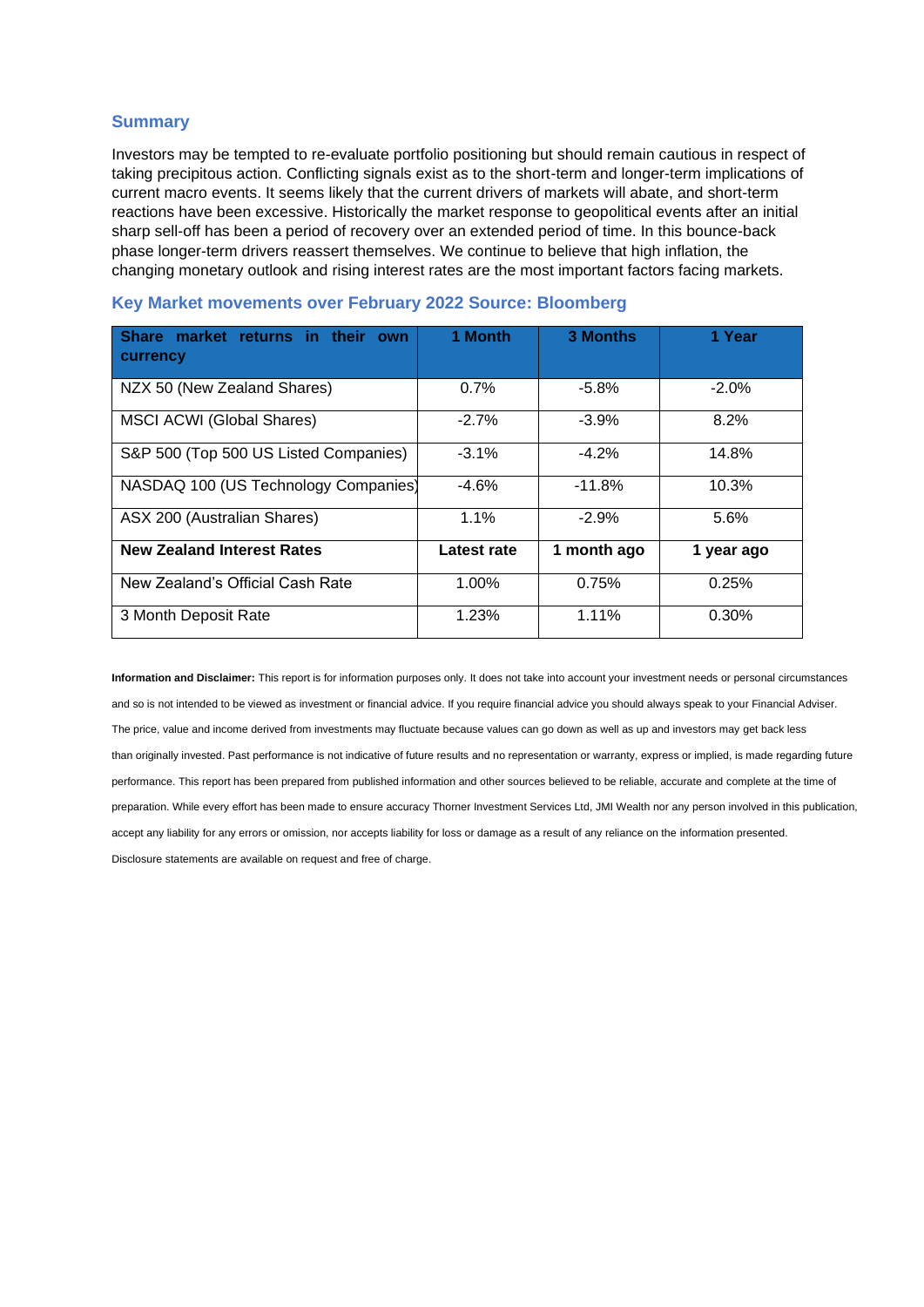## Summary

Investors may be tempted to re-evaluate portfolio positioning but should remain cautious in respect of taking precipitous action. Conflicting signals exist as to the short-term and longer-term implications of current macro events. It seems likely that the current drivers of markets will abate, and short-term reactions have been excessive. Historically the market response to geopolitical events after an initial sharp sell-off has been a period of recovery over an extended period of time. In this bounce-back phase longer-term drivers reassert themselves. We continue to believe that high inflation, the changing monetary outlook and rising interest rates are the most important factors facing markets.

## Key Market movements over February 2022 Source: Bloomberg

| Share market returns in their own currency | 1 Month | 3 Months | 1 Year |
|---|---|---|---|
| NZX 50 (New Zealand Shares) | 0.7% | -5.8% | -2.0% |
| MSCI ACWI (Global Shares) | -2.7% | -3.9% | 8.2% |
| S&P 500 (Top 500 US Listed Companies) | -3.1% | -4.2% | 14.8% |
| NASDAQ 100 (US Technology Companies) | -4.6% | -11.8% | 10.3% |
| ASX 200 (Australian Shares) | 1.1% | -2.9% | 5.6% |
| **New Zealand Interest Rates** | **Latest rate** | **1 month ago** | **1 year ago** |
| New Zealand's Official Cash Rate | 1.00% | 0.75% | 0.25% |
| 3 Month Deposit Rate | 1.23% | 1.11% | 0.30% |

**Information and Disclaimer:** This report is for information purposes only. It does not take into account your investment needs or personal circumstances and so is not intended to be viewed as investment or financial advice. If you require financial advice you should always speak to your Financial Adviser. The price, value and income derived from investments may fluctuate because values can go down as well as up and investors may get back less than originally invested. Past performance is not indicative of future results and no representation or warranty, express or implied, is made regarding future performance. This report has been prepared from published information and other sources believed to be reliable, accurate and complete at the time of preparation. While every effort has been made to ensure accuracy Thorner Investment Services Ltd, JMI Wealth nor any person involved in this publication, accept any liability for any errors or omission, nor accepts liability for loss or damage as a result of any reliance on the information presented. Disclosure statements are available on request and free of charge.